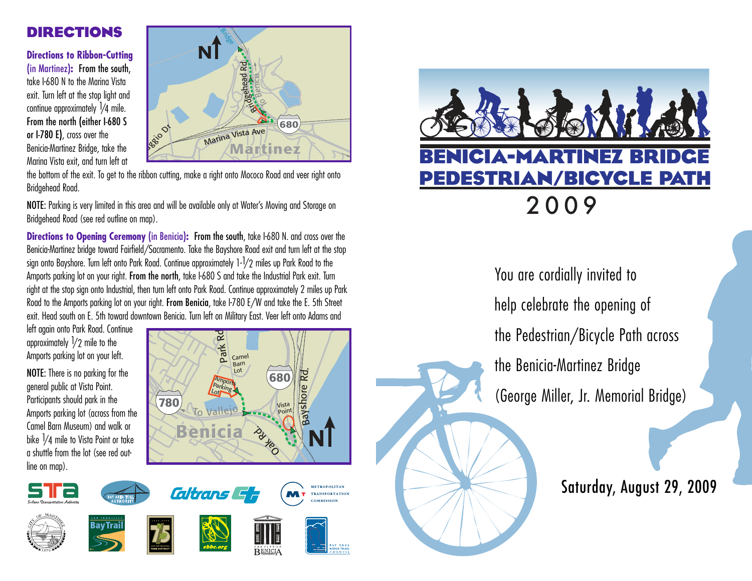## DIRECTIONS

**Directions to Ribbon-Cutting (in Martinez):** **From the south**, take I-680 N to the Marina Vista exit. Turn left at the stop light and continue approximately 1/4 mile. **From the north (either I-680 S or I-780 E)**, cross over the Benicia-Martinez Bridge, take the Marina Vista exit, and turn left at the bottom of the exit. To get to the ribbon cutting, make a right onto Mococo Road and veer right onto Bridgehead Road.

**NOTE**: Parking is very limited in this area and will be available only at Water's Moving and Storage on Bridgehead Road (see red outline on map).

**Directions to Opening Ceremony (in Benicia):** **From the south**, take I-680 N. and cross over the Benicia-Martinez bridge toward Fairfield/Sacramento. Take the Bayshore Road exit and turn left at the stop sign onto Bayshore. Turn left onto Park Road. Continue approximately 1-1/2 miles up Park Road to the Amports parking lot on your right. **From the north**, take I-680 S and take the Industrial Park exit. Turn right at the stop sign onto Industrial, then turn left onto Park Road. Continue approximately 2 miles up Park Road to the Amports parking lot on your right. **From Benicia**, take I-780 E/W and take the E. 5th Street exit. Head south on E. 5th toward downtown Benicia. Turn left on Military East. Veer left onto Adams and left again onto Park Road. Continue approximately 1/2 mile to the Amports parking lot on your left.

**NOTE**: There is no parking for the general public at Vista Point. Participants should park in the Amports parking lot (across from the Camel Barn Museum) and walk or bike 1/4 mile to Vista Point or take a shuttle from the lot (see red outline on map).

# BENICIA-MARTINEZ BRIDGE PEDESTRIAN/BICYCLE PATH

# 2009

You are cordially invited to help celebrate the opening of the Pedestrian/Bicycle Path across the Benicia-Martinez Bridge (George Miller, Jr. Memorial Bridge)

Saturday, August 29, 2009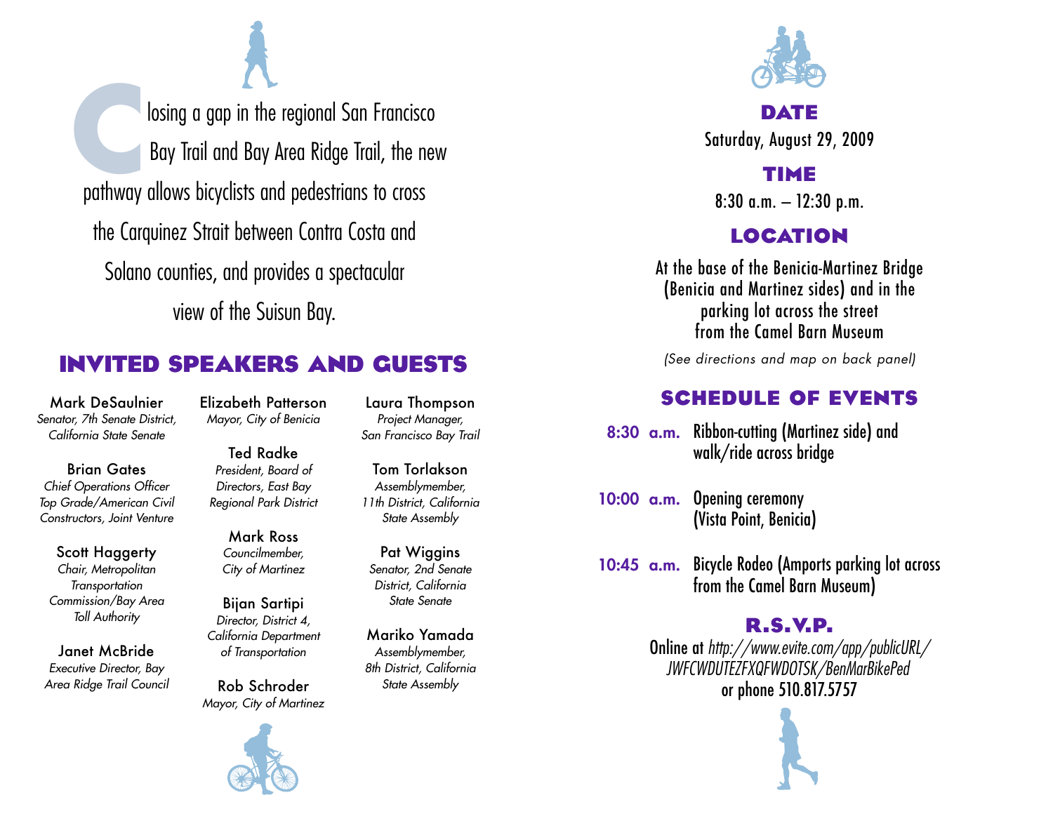Closing a gap in the regional San Francisco Bay Trail and Bay Area Ridge Trail, the new pathway allows bicyclists and pedestrians to cross the Carquinez Strait between Contra Costa and Solano counties, and provides a spectacular view of the Suisun Bay.

## INVITED SPEAKERS AND GUESTS

Mark DeSaulnier
*Senator, 7th Senate District, California State Senate*

Brian Gates
*Chief Operations Officer Top Grade/American Civil Constructors, Joint Venture*

Scott Haggerty
*Chair, Metropolitan Transportation Commission/Bay Area Toll Authority*

Janet McBride
*Executive Director, Bay Area Ridge Trail Council*

Elizabeth Patterson
*Mayor, City of Benicia*

Ted Radke
*President, Board of Directors, East Bay Regional Park District*

Mark Ross
*Councilmember, City of Martinez*

Bijan Sartipi
*Director, District 4, California Department of Transportation*

Rob Schroder
*Mayor, City of Martinez*

Laura Thompson
*Project Manager, San Francisco Bay Trail*

Tom Torlakson
*Assemblymember, 11th District, California State Assembly*

Pat Wiggins
*Senator, 2nd Senate District, California State Senate*

Mariko Yamada
*Assemblymember, 8th District, California State Assembly*

## DATE

Saturday, August 29, 2009

## TIME

8:30 a.m. – 12:30 p.m.

## LOCATION

At the base of the Benicia-Martinez Bridge (Benicia and Martinez sides) and in the parking lot across the street from the Camel Barn Museum

*(See directions and map on back panel)*

## SCHEDULE OF EVENTS

**8:30 a.m.** Ribbon-cutting (Martinez side) and walk/ride across bridge

**10:00 a.m.** Opening ceremony (Vista Point, Benicia)

**10:45 a.m.** Bicycle Rodeo (Amports parking lot across from the Camel Barn Museum)

## R.S.V.P.

Online at *http://www.evite.com/app/publicURL/JWFCWDUTEZFXQFWDOTSK/BenMarBikePed* or phone 510.817.5757